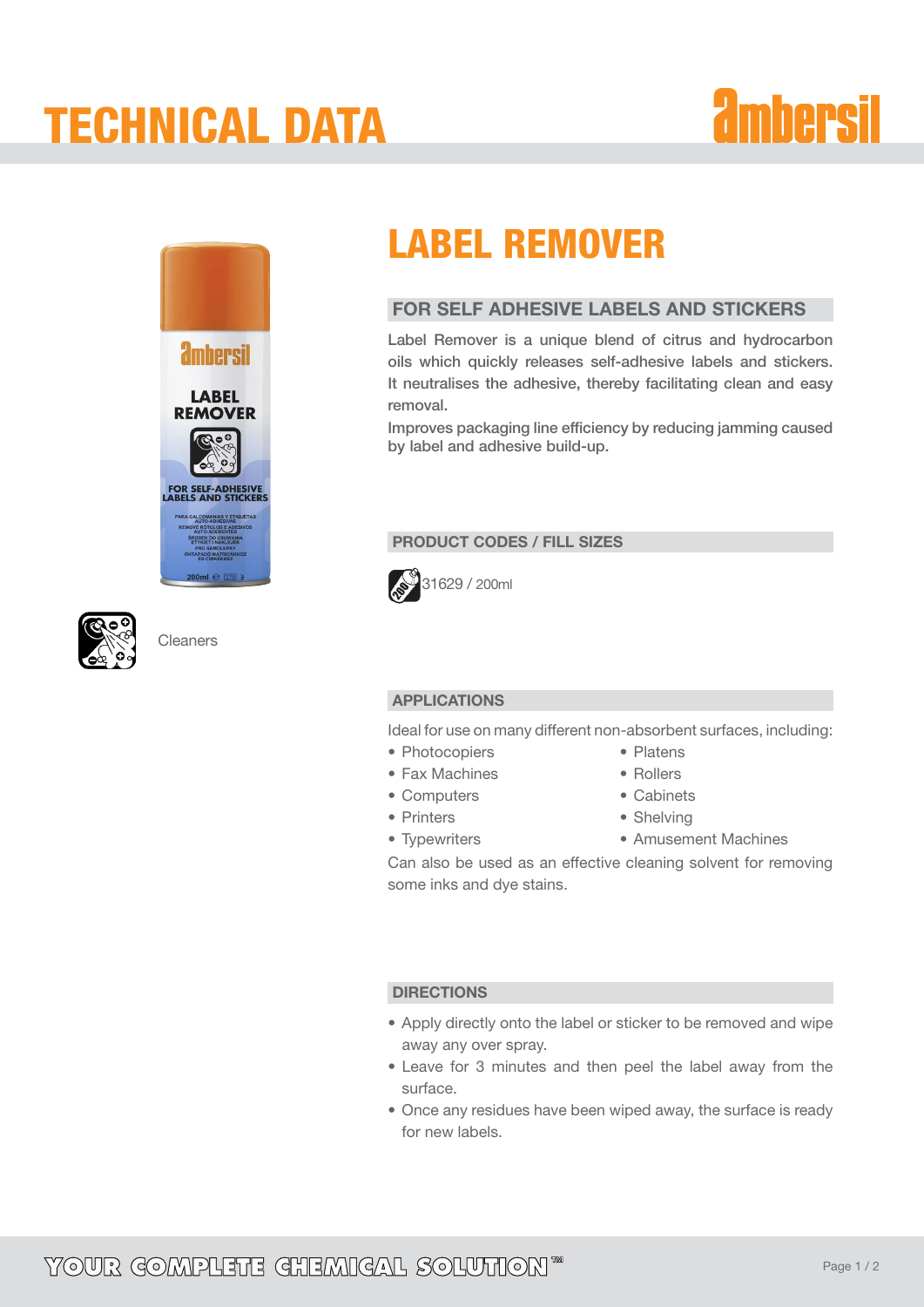# TECHNICAL DATA

ambersil

Cleaners

## LABEL REMOVER

### FOR SELF ADHESIVE LABELS AND STICKERS

Label Remover is a unique blend of citrus and hydrocarbon oils which quickly releases self-adhesive labels and stickers. It neutralises the adhesive, thereby facilitating clean and easy removal.

Improves packaging line efficiency by reducing jamming caused by label and adhesive build-up.

### PRODUCT CODES / FILL SIZES

31629 / 200ml

### APPLICATIONS

Ideal for use on many different non-absorbent surfaces, including:

- Photocopiers
- Fax Machines
- Computers
- Printers
- Typewriters
- Platens
- Rollers
- Cabinets
- Shelving
- Amusement Machines

Can also be used as an effective cleaning solvent for removing some inks and dye stains.

### DIRECTIONS

- Apply directly onto the label or sticker to be removed and wipe away any over spray.
- Leave for 3 minutes and then peel the label away from the surface.
- Once any residues have been wiped away, the surface is ready for new labels.

YOUR COMPLETE CHEMICAL SOLUTION™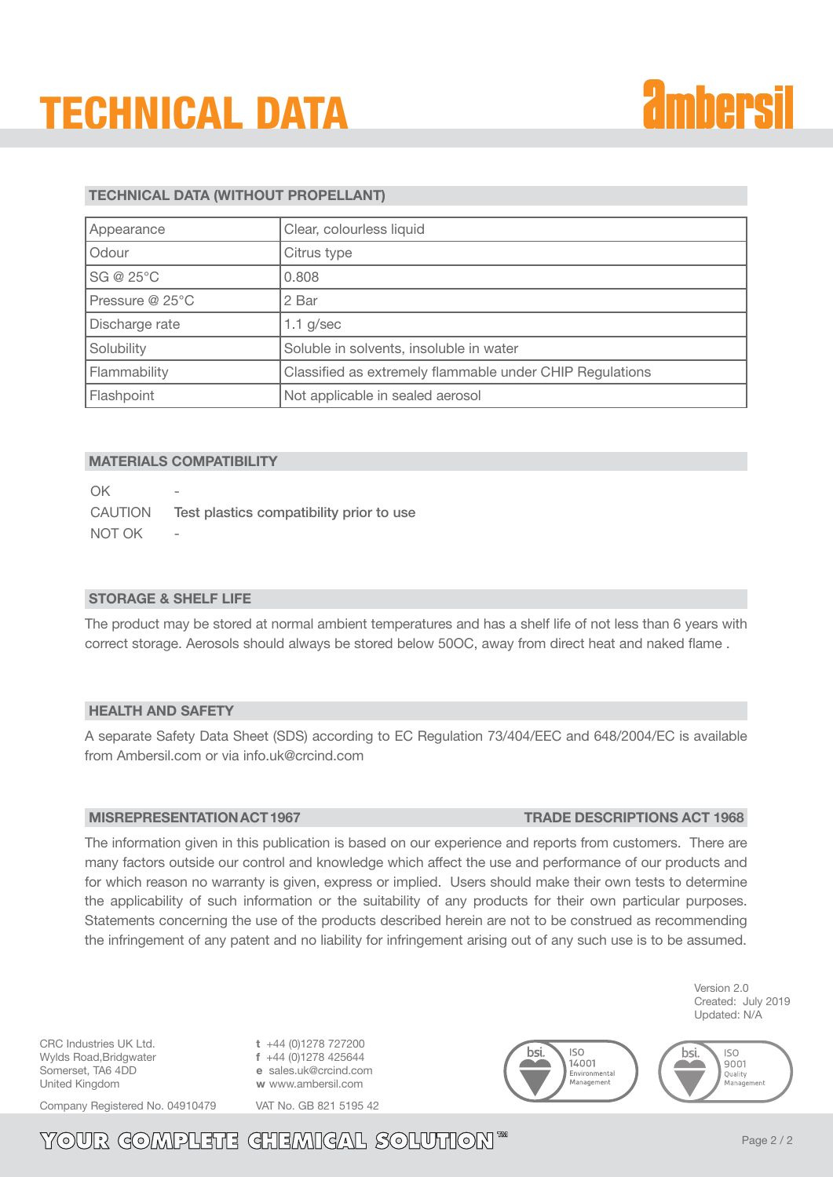# TECHNICAL DATA

## TECHNICAL DATA (WITHOUT PROPELLANT)

| | |
|---|---|
| Appearance | Clear, colourless liquid |
| Odour | Citrus type |
| SG @ 25°C | 0.808 |
| Pressure @ 25°C | 2 Bar |
| Discharge rate | 1.1 g/sec |
| Solubility | Soluble in solvents, insoluble in water |
| Flammability | Classified as extremely flammable under CHIP Regulations |
| Flashpoint | Not applicable in sealed aerosol |

## MATERIALS COMPATIBILITY

OK -
CAUTION Test plastics compatibility prior to use
NOT OK -

## STORAGE & SHELF LIFE

The product may be stored at normal ambient temperatures and has a shelf life of not less than 6 years with correct storage. Aerosols should always be stored below 50OC, away from direct heat and naked flame .

## HEALTH AND SAFETY

A separate Safety Data Sheet (SDS) according to EC Regulation 73/404/EEC and 648/2004/EC is available from Ambersil.com or via info.uk@crcind.com

## MISREPRESENTATION ACT 1967 TRADE DESCRIPTIONS ACT 1968

The information given in this publication is based on our experience and reports from customers. There are many factors outside our control and knowledge which affect the use and performance of our products and for which reason no warranty is given, express or implied. Users should make their own tests to determine the applicability of such information or the suitability of any products for their own particular purposes. Statements concerning the use of the products described herein are not to be construed as recommending the infringement of any patent and no liability for infringement arising out of any such use is to be assumed.

Version 2.0
Created: July 2019
Updated: N/A

CRC Industries UK Ltd.
Wylds Road,Bridgwater
Somerset, TA6 4DD
United Kingdom

Company Registered No. 04910479

t +44 (0)1278 727200
f +44 (0)1278 425644
e sales.uk@crcind.com
w www.ambersil.com

VAT No. GB 821 5195 42

bsi. ISO 14001 Environmental Management

bsi. ISO 9001 Quality Management

YOUR COMPLETE CHEMICAL SOLUTION™